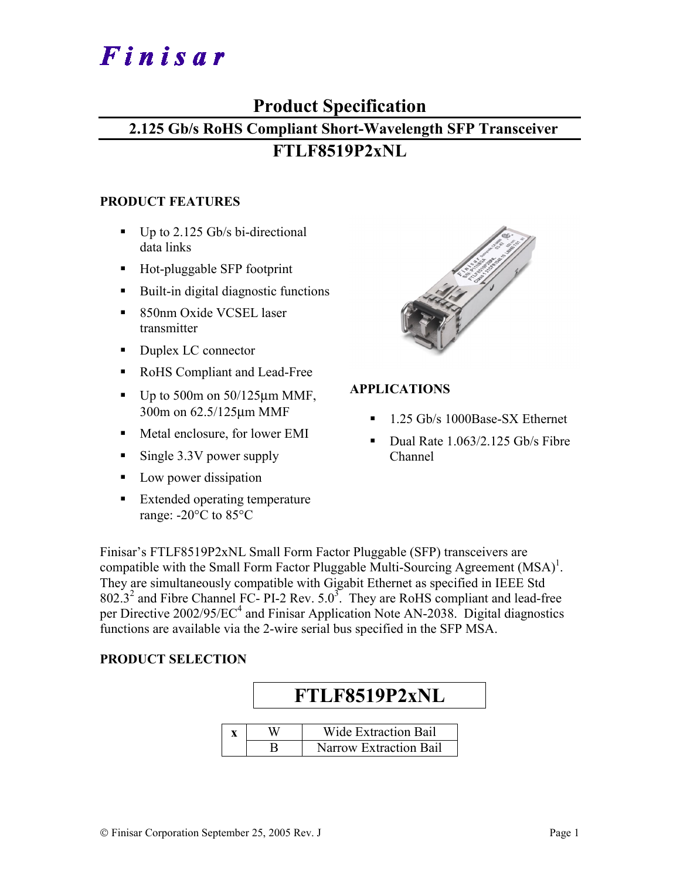# Finisar

## Product Specification

### 2.125 Gb/s RoHS Compliant Short-Wavelength SFP Transceiver

### FTLF8519P2xNL

**PRODUCT FEATURES**

- Up to 2.125 Gb/s bi-directional data links
- Hot-pluggable SFP footprint
- Built-in digital diagnostic functions
- 850nm Oxide VCSEL laser transmitter
- Duplex LC connector
- RoHS Compliant and Lead-Free
- Up to 500m on 50/125µm MMF, 300m on 62.5/125µm MMF
- Metal enclosure, for lower EMI
- Single 3.3V power supply
- Low power dissipation
- Extended operating temperature range: -20°C to 85°C

**APPLICATIONS**

- 1.25 Gb/s 1000Base-SX Ethernet
- Dual Rate 1.063/2.125 Gb/s Fibre Channel

Finisar's FTLF8519P2xNL Small Form Factor Pluggable (SFP) transceivers are compatible with the Small Form Factor Pluggable Multi-Sourcing Agreement (MSA)[1]. They are simultaneously compatible with Gigabit Ethernet as specified in IEEE Std 802.3[2] and Fibre Channel FC- PI-2 Rev. 5.0[3]. They are RoHS compliant and lead-free per Directive 2002/95/EC[4] and Finisar Application Note AN-2038. Digital diagnostics functions are available via the 2-wire serial bus specified in the SFP MSA.

**PRODUCT SELECTION**

**FTLF8519P2xNL**

| x | | |
|---|---|---|
| | W | Wide Extraction Bail |
| | B | Narrow Extraction Bail |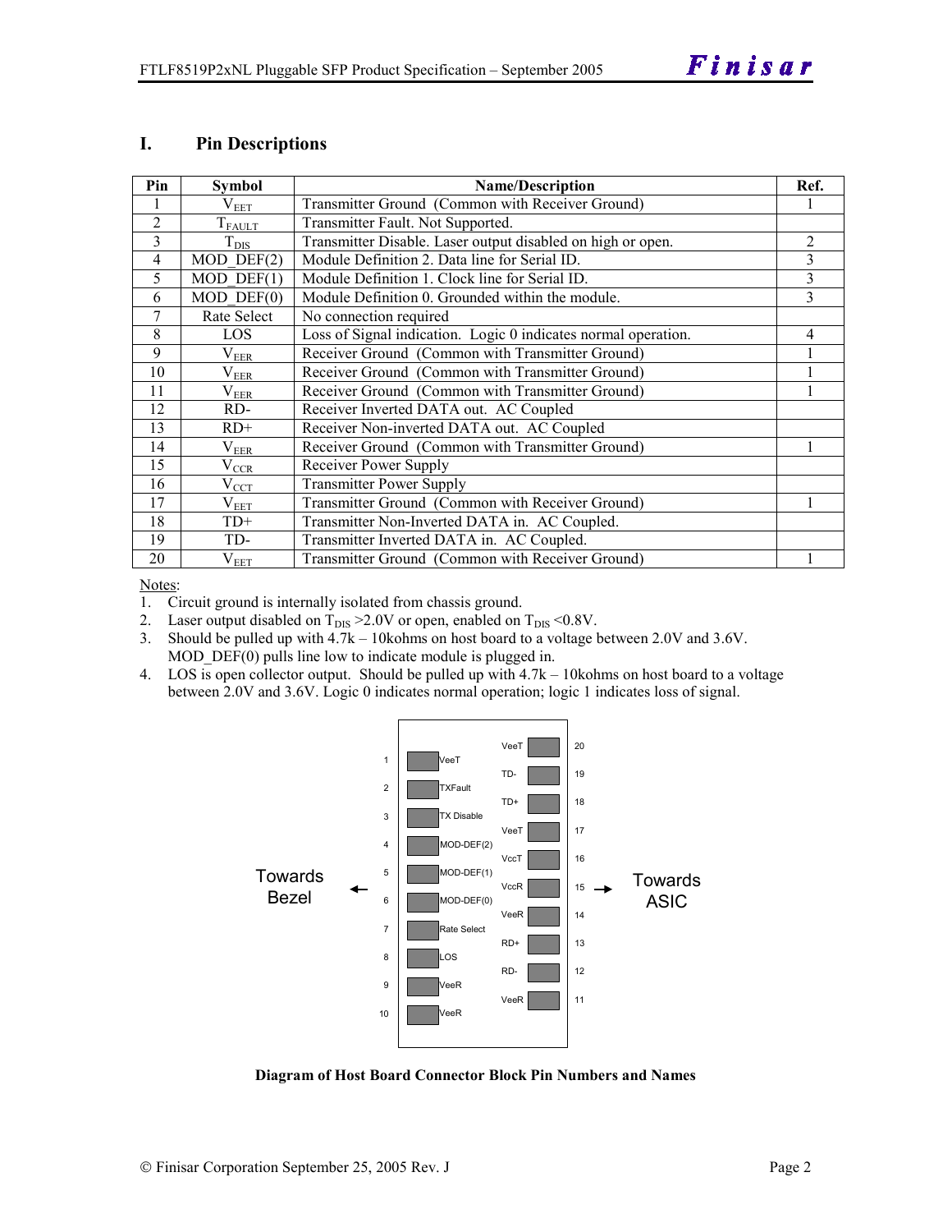## I. Pin Descriptions

| Pin | Symbol | Name/Description | Ref. |
|---|---|---|---|
| 1 | $V_{EET}$ | Transmitter Ground (Common with Receiver Ground) | 1 |
| 2 | $T_{FAULT}$ | Transmitter Fault. Not Supported. | |
| 3 | $T_{DIS}$ | Transmitter Disable. Laser output disabled on high or open. | 2 |
| 4 | MOD_DEF(2) | Module Definition 2. Data line for Serial ID. | 3 |
| 5 | MOD_DEF(1) | Module Definition 1. Clock line for Serial ID. | 3 |
| 6 | MOD_DEF(0) | Module Definition 0. Grounded within the module. | 3 |
| 7 | Rate Select | No connection required | |
| 8 | LOS | Loss of Signal indication. Logic 0 indicates normal operation. | 4 |
| 9 | $V_{EER}$ | Receiver Ground (Common with Transmitter Ground) | 1 |
| 10 | $V_{EER}$ | Receiver Ground (Common with Transmitter Ground) | 1 |
| 11 | $V_{EER}$ | Receiver Ground (Common with Transmitter Ground) | 1 |
| 12 | RD- | Receiver Inverted DATA out. AC Coupled | |
| 13 | RD+ | Receiver Non-inverted DATA out. AC Coupled | |
| 14 | $V_{EER}$ | Receiver Ground (Common with Transmitter Ground) | 1 |
| 15 | $V_{CCR}$ | Receiver Power Supply | |
| 16 | $V_{CCT}$ | Transmitter Power Supply | |
| 17 | $V_{EET}$ | Transmitter Ground (Common with Receiver Ground) | 1 |
| 18 | TD+ | Transmitter Non-Inverted DATA in. AC Coupled. | |
| 19 | TD- | Transmitter Inverted DATA in. AC Coupled. | |
| 20 | $V_{EET}$ | Transmitter Ground (Common with Receiver Ground) | 1 |

Notes:

1. Circuit ground is internally isolated from chassis ground.
2. Laser output disabled on $T_{DIS}$ >2.0V or open, enabled on $T_{DIS}$ <0.8V.
3. Should be pulled up with 4.7k – 10kohms on host board to a voltage between 2.0V and 3.6V. MOD_DEF(0) pulls line low to indicate module is plugged in.
4. LOS is open collector output. Should be pulled up with 4.7k – 10kohms on host board to a voltage between 2.0V and 3.6V. Logic 0 indicates normal operation; logic 1 indicates loss of signal.

| Pin | Name | Name | Pin |
|---|---|---|---|
| | | VeeT | 20 |
| 1 | VeeT | TD- | 19 |
| 2 | TXFault | TD+ | 18 |
| 3 | TX Disable | VeeT | 17 |
| 4 | MOD-DEF(2) | VccT | 16 |
| 5 | MOD-DEF(1) | VccR | 15 |
| 6 | MOD-DEF(0) | VeeR | 14 |
| 7 | Rate Select | RD+ | 13 |
| 8 | LOS | RD- | 12 |
| 9 | VeeR | VeeR | 11 |
| 10 | VeeR | | |

Towards Bezel ← → Towards ASIC

**Diagram of Host Board Connector Block Pin Numbers and Names**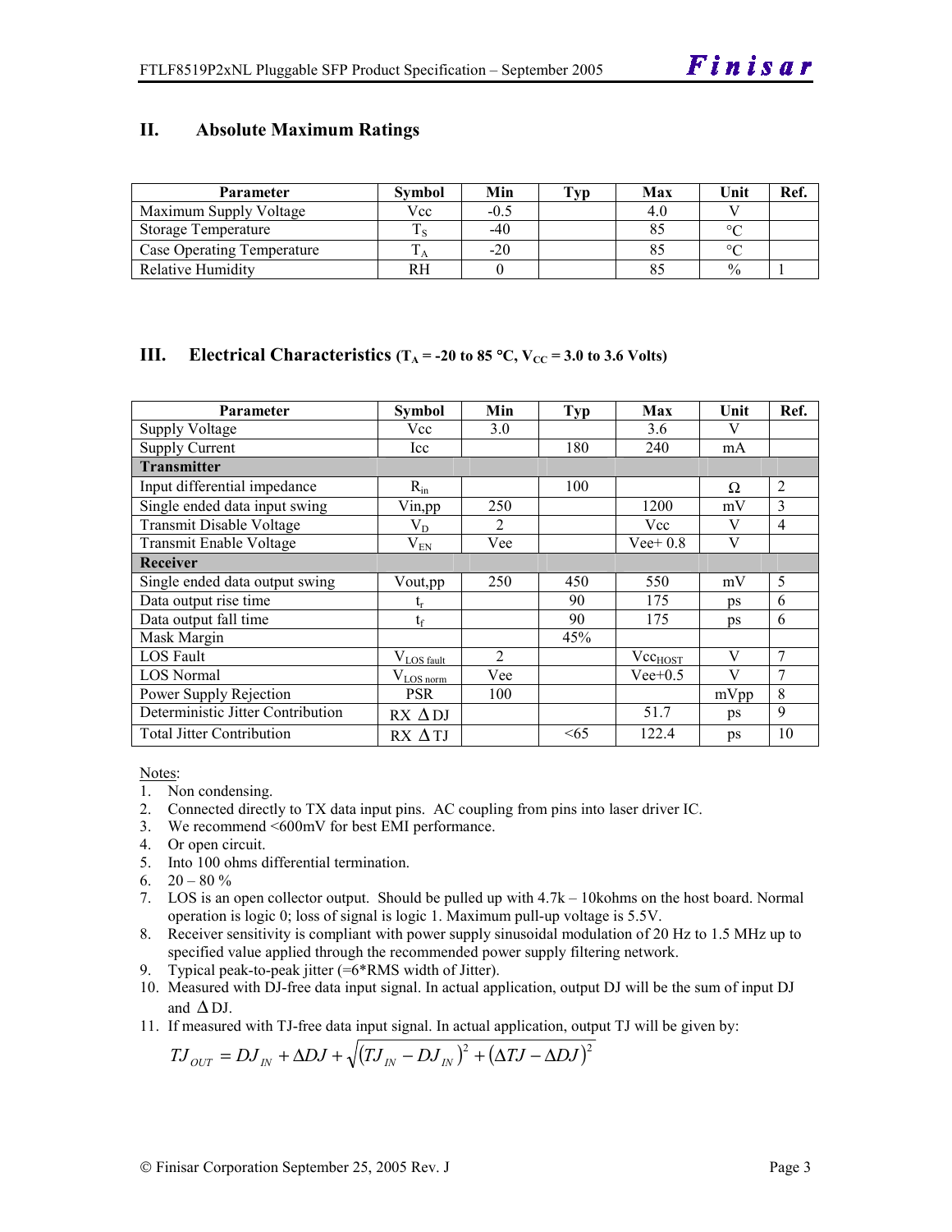## II. Absolute Maximum Ratings

| Parameter | Symbol | Min | Typ | Max | Unit | Ref. |
|---|---|---|---|---|---|---|
| Maximum Supply Voltage | Vcc | -0.5 | | 4.0 | V | |
| Storage Temperature | $T_S$ | -40 | | 85 | °C | |
| Case Operating Temperature | $T_A$ | -20 | | 85 | °C | |
| Relative Humidity | RH | 0 | | 85 | % | 1 |

## III. Electrical Characteristics ($T_A$ = -20 to 85 °C, $V_{CC}$ = 3.0 to 3.6 Volts)

| Parameter | Symbol | Min | Typ | Max | Unit | Ref. |
|---|---|---|---|---|---|---|
| Supply Voltage | Vcc | 3.0 | | 3.6 | V | |
| Supply Current | Icc | | 180 | 240 | mA | |
| **Transmitter** | | | | | | |
| Input differential impedance | $R_{in}$ | | 100 | | Ω | 2 |
| Single ended data input swing | Vin,pp | 250 | | 1200 | mV | 3 |
| Transmit Disable Voltage | $V_D$ | 2 | | Vcc | V | 4 |
| Transmit Enable Voltage | $V_{EN}$ | Vee | | Vee+ 0.8 | V | |
| **Receiver** | | | | | | |
| Single ended data output swing | Vout,pp | 250 | 450 | 550 | mV | 5 |
| Data output rise time | $t_r$ | | 90 | 175 | ps | 6 |
| Data output fall time | $t_f$ | | 90 | 175 | ps | 6 |
| Mask Margin | | | 45% | | | |
| LOS Fault | $V_{LOS\ fault}$ | 2 | | $Vcc_{HOST}$ | V | 7 |
| LOS Normal | $V_{LOS\ norm}$ | Vee | | Vee+0.5 | V | 7 |
| Power Supply Rejection | PSR | 100 | | | mVpp | 8 |
| Deterministic Jitter Contribution | RX $\Delta$DJ | | | 51.7 | ps | 9 |
| Total Jitter Contribution | RX $\Delta$TJ | | <65 | 122.4 | ps | 10 |

Notes:
1. Non condensing.
2. Connected directly to TX data input pins. AC coupling from pins into laser driver IC.
3. We recommend <600mV for best EMI performance.
4. Or open circuit.
5. Into 100 ohms differential termination.
6. 20 – 80 %
7. LOS is an open collector output. Should be pulled up with 4.7k – 10kohms on the host board. Normal operation is logic 0; loss of signal is logic 1. Maximum pull-up voltage is 5.5V.
8. Receiver sensitivity is compliant with power supply sinusoidal modulation of 20 Hz to 1.5 MHz up to specified value applied through the recommended power supply filtering network.
9. Typical peak-to-peak jitter (=6*RMS width of Jitter).
10. Measured with DJ-free data input signal. In actual application, output DJ will be the sum of input DJ and $\Delta$DJ.
11. If measured with TJ-free data input signal. In actual application, output TJ will be given by:

$$TJ_{OUT} = DJ_{IN} + \Delta DJ + \sqrt{(TJ_{IN} - DJ_{IN})^2 + (\Delta TJ - \Delta DJ)^2}$$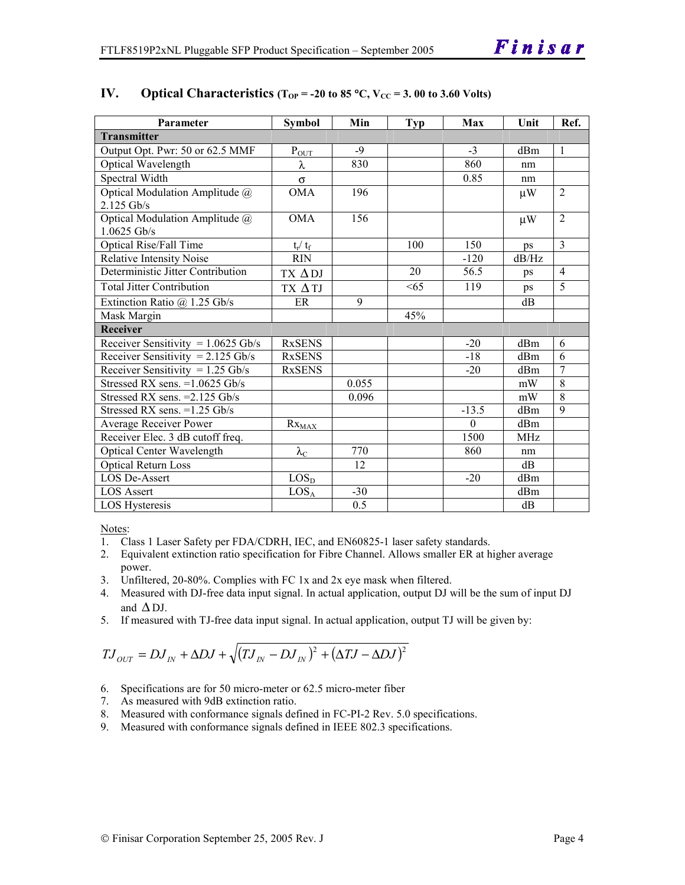## IV. Optical Characteristics ($T_{OP}$ = -20 to 85 °C, $V_{CC}$ = 3. 00 to 3.60 Volts)

| Parameter | Symbol | Min | Typ | Max | Unit | Ref. |
|---|---|---|---|---|---|---|
| **Transmitter** | | | | | | |
| Output Opt. Pwr: 50 or 62.5 MMF | $P_{OUT}$ | -9 | | -3 | dBm | 1 |
| Optical Wavelength | λ | 830 | | 860 | nm | |
| Spectral Width | σ | | | 0.85 | nm | |
| Optical Modulation Amplitude @ 2.125 Gb/s | OMA | 196 | | | μW | 2 |
| Optical Modulation Amplitude @ 1.0625 Gb/s | OMA | 156 | | | μW | 2 |
| Optical Rise/Fall Time | $t_r$/ $t_f$ | | 100 | 150 | ps | 3 |
| Relative Intensity Noise | RIN | | | -120 | dB/Hz | |
| Deterministic Jitter Contribution | TX ΔDJ | | 20 | 56.5 | ps | 4 |
| Total Jitter Contribution | TX ΔTJ | | <65 | 119 | ps | 5 |
| Extinction Ratio @ 1.25 Gb/s | ER | 9 | | | dB | |
| Mask Margin | | | 45% | | | |
| **Receiver** | | | | | | |
| Receiver Sensitivity = 1.0625 Gb/s | RxSENS | | | -20 | dBm | 6 |
| Receiver Sensitivity = 2.125 Gb/s | RxSENS | | | -18 | dBm | 6 |
| Receiver Sensitivity = 1.25 Gb/s | RxSENS | | | -20 | dBm | 7 |
| Stressed RX sens. =1.0625 Gb/s | | 0.055 | | | mW | 8 |
| Stressed RX sens. =2.125 Gb/s | | 0.096 | | | mW | 8 |
| Stressed RX sens. =1.25 Gb/s | | | | -13.5 | dBm | 9 |
| Average Receiver Power | $Rx_{MAX}$ | | | 0 | dBm | |
| Receiver Elec. 3 dB cutoff freq. | | | | 1500 | MHz | |
| Optical Center Wavelength | $\lambda_C$ | 770 | | 860 | nm | |
| Optical Return Loss | | 12 | | | dB | |
| LOS De-Assert | $LOS_D$ | | | -20 | dBm | |
| LOS Assert | $LOS_A$ | -30 | | | dBm | |
| LOS Hysteresis | | 0.5 | | | dB | |

Notes:

1. Class 1 Laser Safety per FDA/CDRH, IEC, and EN60825-1 laser safety standards.
2. Equivalent extinction ratio specification for Fibre Channel. Allows smaller ER at higher average power.
3. Unfiltered, 20-80%. Complies with FC 1x and 2x eye mask when filtered.
4. Measured with DJ-free data input signal. In actual application, output DJ will be the sum of input DJ and ΔDJ.
5. If measured with TJ-free data input signal. In actual application, output TJ will be given by:

$$TJ_{OUT} = DJ_{IN} + \Delta DJ + \sqrt{(TJ_{IN} - DJ_{IN})^2 + (\Delta TJ - \Delta DJ)^2}$$

6. Specifications are for 50 micro-meter or 62.5 micro-meter fiber
7. As measured with 9dB extinction ratio.
8. Measured with conformance signals defined in FC-PI-2 Rev. 5.0 specifications.
9. Measured with conformance signals defined in IEEE 802.3 specifications.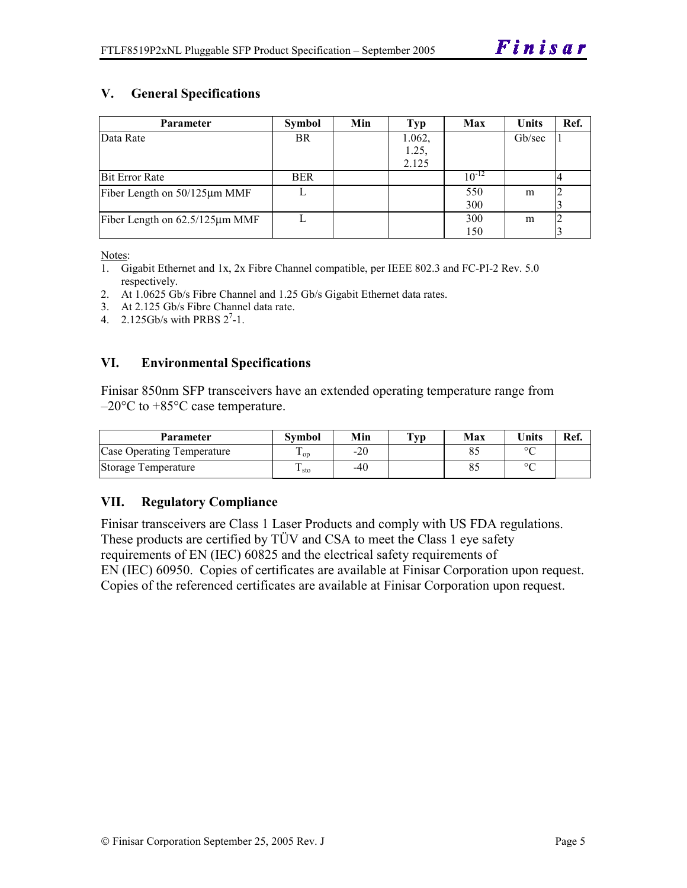## V. General Specifications

| Parameter | Symbol | Min | Typ | Max | Units | Ref. |
|---|---|---|---|---|---|---|
| Data Rate | BR | | 1.062, 1.25, 2.125 | | Gb/sec | 1 |
| Bit Error Rate | BER | | | $10^{-12}$ | | 4 |
| Fiber Length on 50/125µm MMF | L | | | 550<br>300 | m | 2<br>3 |
| Fiber Length on 62.5/125µm MMF | L | | | 300<br>150 | m | 2<br>3 |

Notes:

1. Gigabit Ethernet and 1x, 2x Fibre Channel compatible, per IEEE 802.3 and FC-PI-2 Rev. 5.0 respectively.
2. At 1.0625 Gb/s Fibre Channel and 1.25 Gb/s Gigabit Ethernet data rates.
3. At 2.125 Gb/s Fibre Channel data rate.
4. 2.125Gb/s with PRBS $2^7$-1.

## VI. Environmental Specifications

Finisar 850nm SFP transceivers have an extended operating temperature range from –20°C to +85°C case temperature.

| Parameter | Symbol | Min | Typ | Max | Units | Ref. |
|---|---|---|---|---|---|---|
| Case Operating Temperature | $T_{op}$ | -20 | | 85 | °C | |
| Storage Temperature | $T_{sto}$ | -40 | | 85 | °C | |

## VII. Regulatory Compliance

Finisar transceivers are Class 1 Laser Products and comply with US FDA regulations. These products are certified by TÜV and CSA to meet the Class 1 eye safety requirements of EN (IEC) 60825 and the electrical safety requirements of EN (IEC) 60950. Copies of certificates are available at Finisar Corporation upon request. Copies of the referenced certificates are available at Finisar Corporation upon request.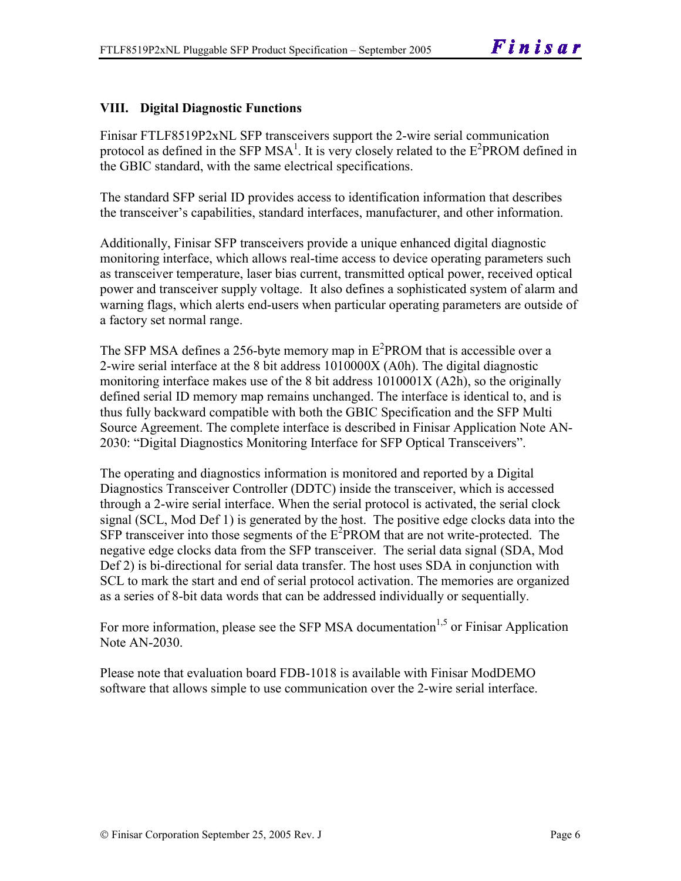## VIII. Digital Diagnostic Functions

Finisar FTLF8519P2xNL SFP transceivers support the 2-wire serial communication protocol as defined in the SFP MSA[1]. It is very closely related to the $E^2$PROM defined in the GBIC standard, with the same electrical specifications.

The standard SFP serial ID provides access to identification information that describes the transceiver's capabilities, standard interfaces, manufacturer, and other information.

Additionally, Finisar SFP transceivers provide a unique enhanced digital diagnostic monitoring interface, which allows real-time access to device operating parameters such as transceiver temperature, laser bias current, transmitted optical power, received optical power and transceiver supply voltage. It also defines a sophisticated system of alarm and warning flags, which alerts end-users when particular operating parameters are outside of a factory set normal range.

The SFP MSA defines a 256-byte memory map in $E^2$PROM that is accessible over a 2-wire serial interface at the 8 bit address 1010000X (A0h). The digital diagnostic monitoring interface makes use of the 8 bit address 1010001X (A2h), so the originally defined serial ID memory map remains unchanged. The interface is identical to, and is thus fully backward compatible with both the GBIC Specification and the SFP Multi Source Agreement. The complete interface is described in Finisar Application Note AN-2030: "Digital Diagnostics Monitoring Interface for SFP Optical Transceivers".

The operating and diagnostics information is monitored and reported by a Digital Diagnostics Transceiver Controller (DDTC) inside the transceiver, which is accessed through a 2-wire serial interface. When the serial protocol is activated, the serial clock signal (SCL, Mod Def 1) is generated by the host. The positive edge clocks data into the SFP transceiver into those segments of the $E^2$PROM that are not write-protected. The negative edge clocks data from the SFP transceiver. The serial data signal (SDA, Mod Def 2) is bi-directional for serial data transfer. The host uses SDA in conjunction with SCL to mark the start and end of serial protocol activation. The memories are organized as a series of 8-bit data words that can be addressed individually or sequentially.

For more information, please see the SFP MSA documentation[1,5] or Finisar Application Note AN-2030.

Please note that evaluation board FDB-1018 is available with Finisar ModDEMO software that allows simple to use communication over the 2-wire serial interface.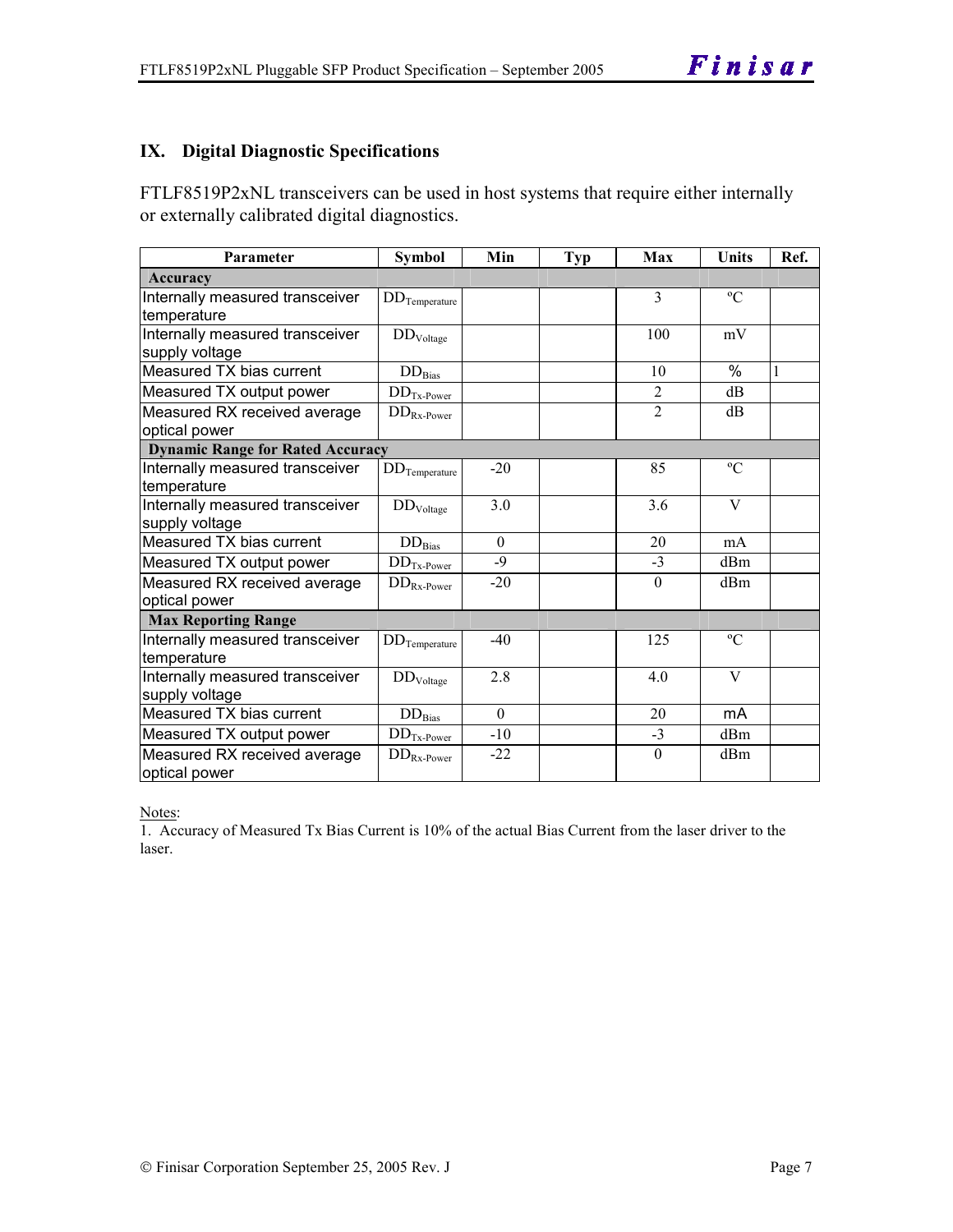## IX. Digital Diagnostic Specifications

FTLF8519P2xNL transceivers can be used in host systems that require either internally or externally calibrated digital diagnostics.

| Parameter | Symbol | Min | Typ | Max | Units | Ref. |
|---|---|---|---|---|---|---|
| **Accuracy** | | | | | | |
| Internally measured transceiver temperature | $DD_{Temperature}$ | | | 3 | ºC | |
| Internally measured transceiver supply voltage | $DD_{Voltage}$ | | | 100 | mV | |
| Measured TX bias current | $DD_{Bias}$ | | | 10 | % | 1 |
| Measured TX output power | $DD_{Tx\text{-}Power}$ | | | 2 | dB | |
| Measured RX received average optical power | $DD_{Rx\text{-}Power}$ | | | 2 | dB | |
| **Dynamic Range for Rated Accuracy** | | | | | | |
| Internally measured transceiver temperature | $DD_{Temperature}$ | -20 | | 85 | ºC | |
| Internally measured transceiver supply voltage | $DD_{Voltage}$ | 3.0 | | 3.6 | V | |
| Measured TX bias current | $DD_{Bias}$ | 0 | | 20 | mA | |
| Measured TX output power | $DD_{Tx\text{-}Power}$ | -9 | | -3 | dBm | |
| Measured RX received average optical power | $DD_{Rx\text{-}Power}$ | -20 | | 0 | dBm | |
| **Max Reporting Range** | | | | | | |
| Internally measured transceiver temperature | $DD_{Temperature}$ | -40 | | 125 | ºC | |
| Internally measured transceiver supply voltage | $DD_{Voltage}$ | 2.8 | | 4.0 | V | |
| Measured TX bias current | $DD_{Bias}$ | 0 | | 20 | mA | |
| Measured TX output power | $DD_{Tx\text{-}Power}$ | -10 | | -3 | dBm | |
| Measured RX received average optical power | $DD_{Rx\text{-}Power}$ | -22 | | 0 | dBm | |

Notes:

1. Accuracy of Measured Tx Bias Current is 10% of the actual Bias Current from the laser driver to the laser.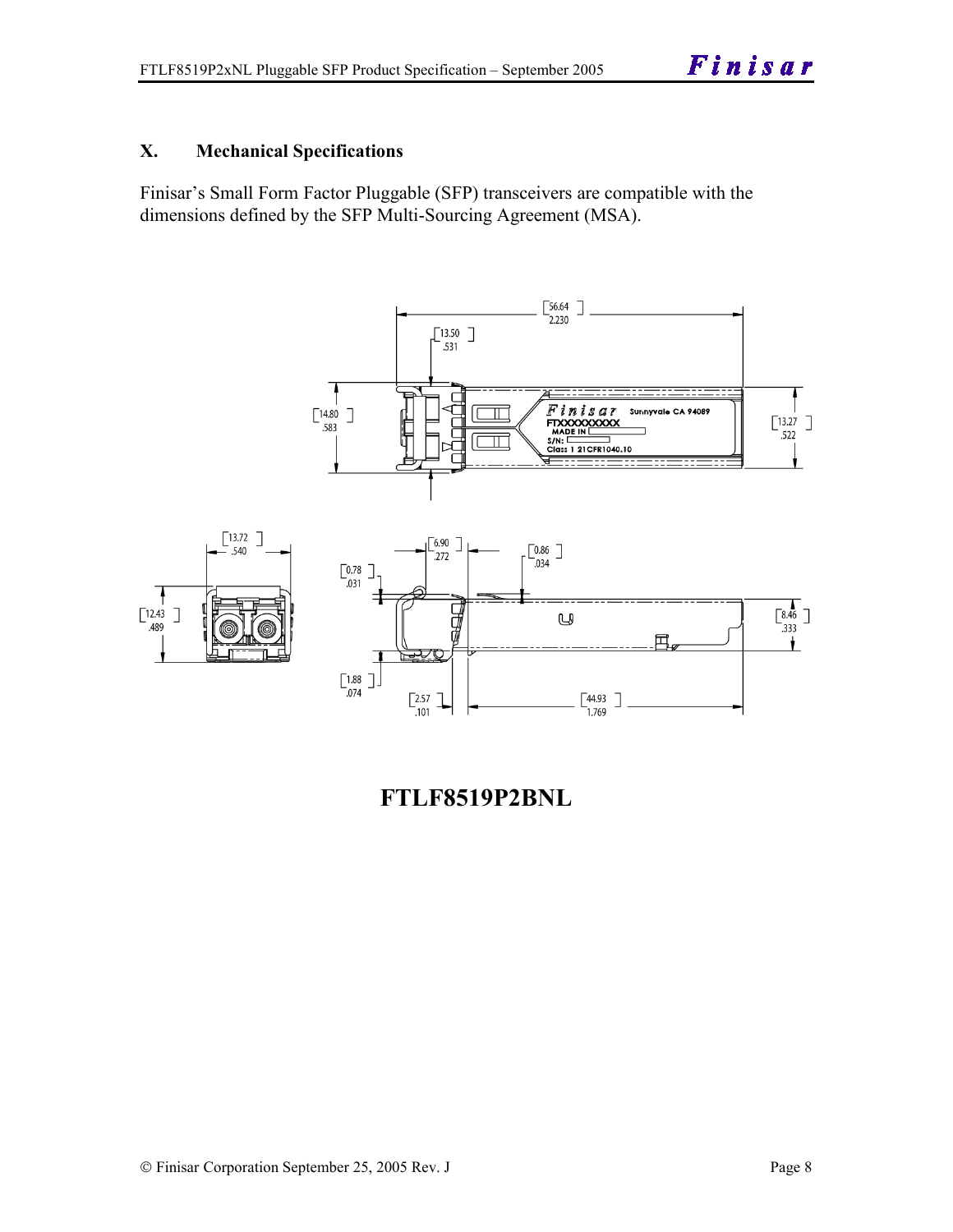## X. Mechanical Specifications

Finisar's Small Form Factor Pluggable (SFP) transceivers are compatible with the dimensions defined by the SFP Multi-Sourcing Agreement (MSA).

**FTLF8519P2BNL**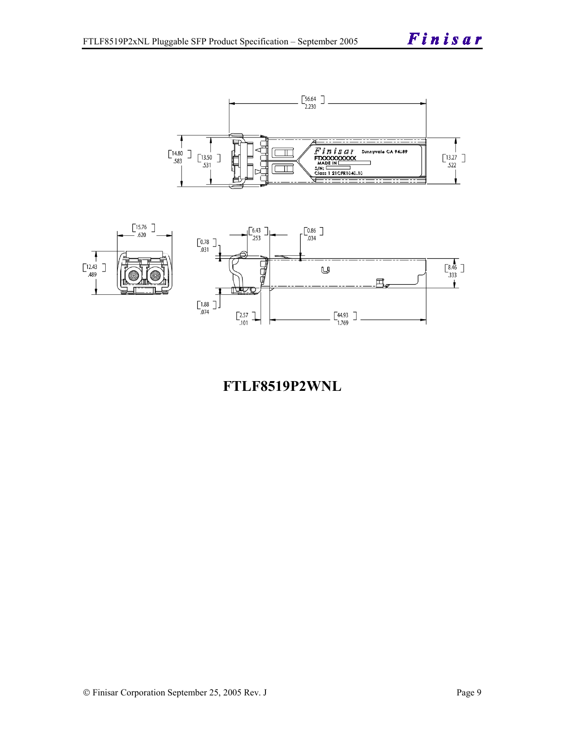**FTLF8519P2WNL**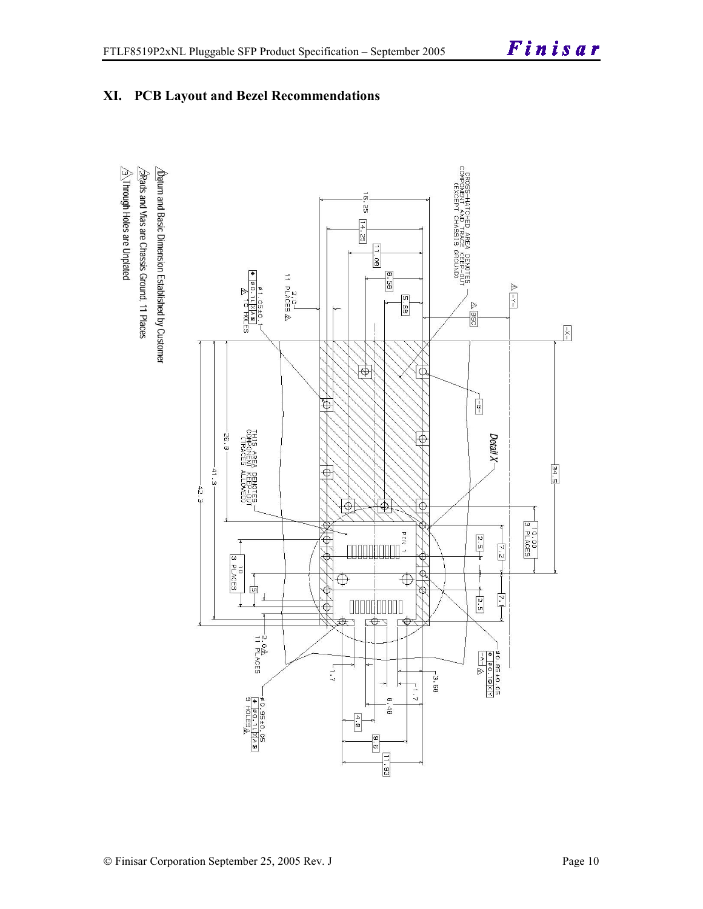## XI. PCB Layout and Bezel Recommendations

CROSS-HATCHED AREA DENOTES COMPONENT AND TRACE KEEP-OUT (EXCEPT CHASSIS GROUND)

THIS AREA DENOTES COMPONENT KEEP-OUT (TRACES ALLOWED)

Detail X

PIN 1

16.25 14.25 11.08 8.58 5.68 8.58 BSC 34.5 10.00 3 PLACES 7.2 2.5 7.1 2.5 26.8 41.3 42.3 10 3 PLACES 5

2.0 11 PLACES

ø1.05±0.1 ⌖ ø0.1 L X A B 16 HOLES

ø0.85±0.05 ⌖ ø0.1 L X A B 9 HOLES

ø0.85±0.05 ⌖ ø0.1 M X Y

1.7 3.68 1.7 8.48 4.8 9.6 11.93

1. Datum and Basic Dimension Established by Customer
2. Pads and Vias are Chassis Ground, 11 Places
3. Through Holes are Unplated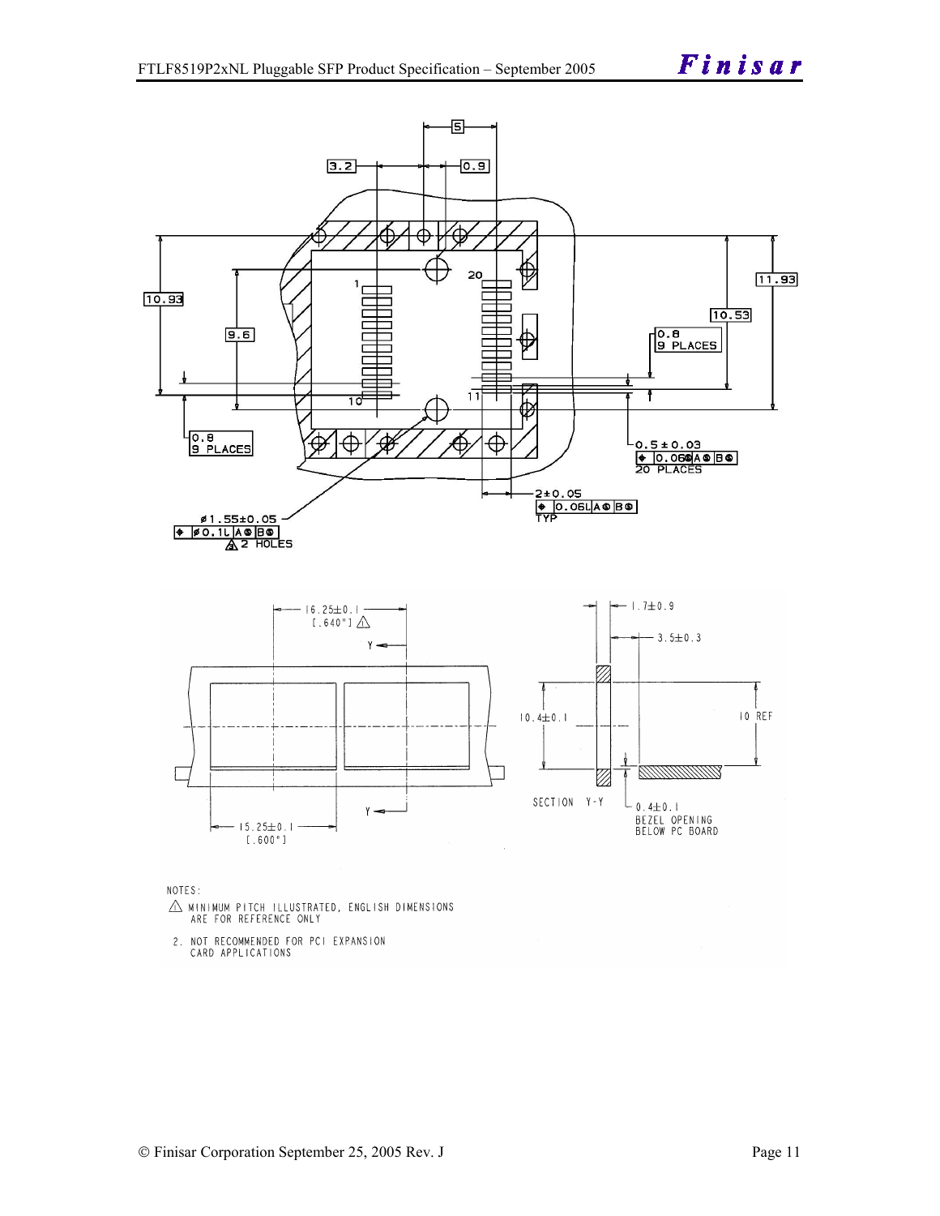NOTES:

1. MINIMUM PITCH ILLUSTRATED, ENGLISH DIMENSIONS ARE FOR REFERENCE ONLY

2. NOT RECOMMENDED FOR PCI EXPANSION CARD APPLICATIONS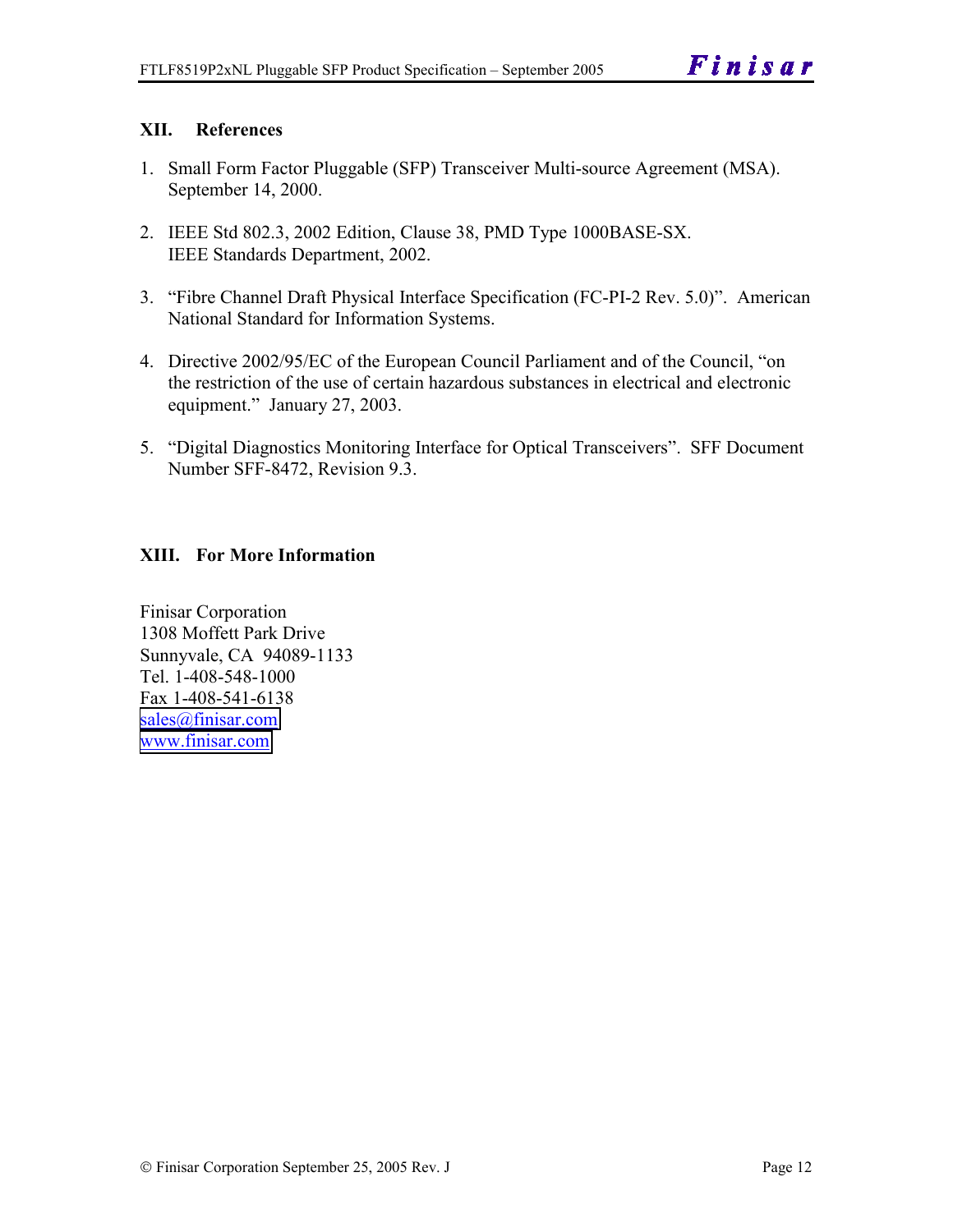## XII. References

1. Small Form Factor Pluggable (SFP) Transceiver Multi-source Agreement (MSA). September 14, 2000.

2. IEEE Std 802.3, 2002 Edition, Clause 38, PMD Type 1000BASE-SX. IEEE Standards Department, 2002.

3. "Fibre Channel Draft Physical Interface Specification (FC-PI-2 Rev. 5.0)". American National Standard for Information Systems.

4. Directive 2002/95/EC of the European Council Parliament and of the Council, "on the restriction of the use of certain hazardous substances in electrical and electronic equipment." January 27, 2003.

5. "Digital Diagnostics Monitoring Interface for Optical Transceivers". SFF Document Number SFF-8472, Revision 9.3.

## XIII. For More Information

Finisar Corporation
1308 Moffett Park Drive
Sunnyvale, CA 94089-1133
Tel. 1-408-548-1000
Fax 1-408-541-6138
sales@finisar.com
www.finisar.com